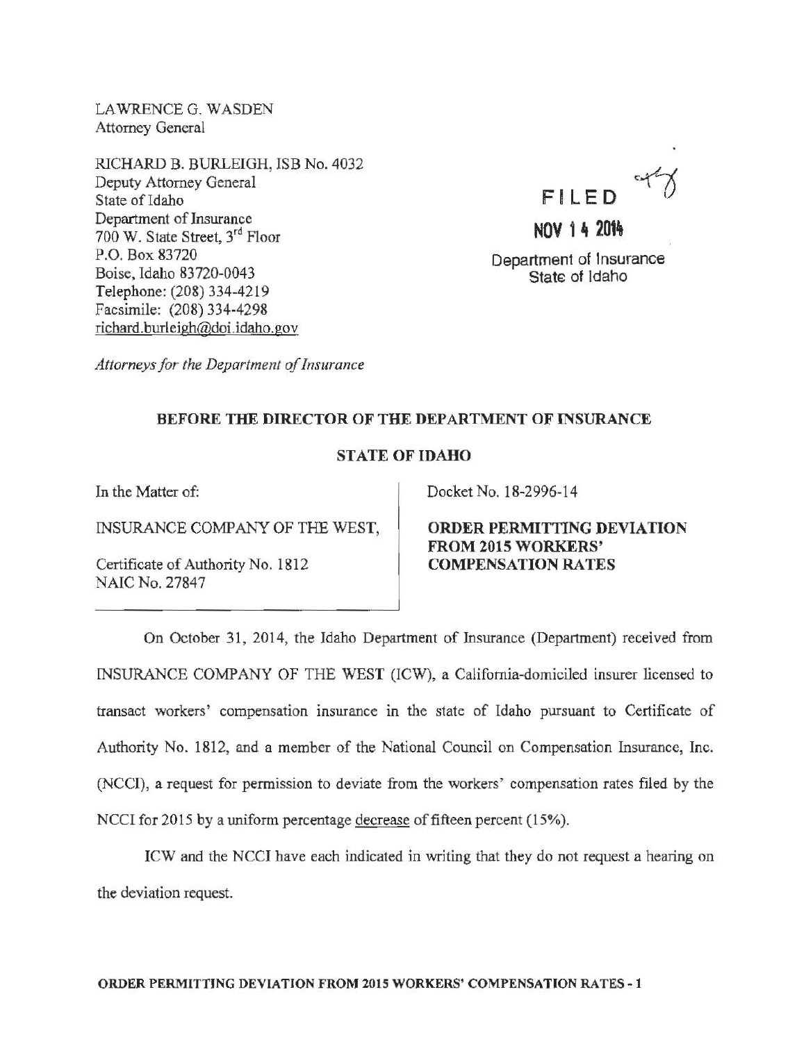LAWRENCE G. WASDEN
Attorney General

RICHARD B. BURLEIGH, ISB No. 4032
Deputy Attorney General
State of Idaho
Department of Insurance
700 W. State Street, 3rd Floor
P.O. Box 83720
Boise, Idaho 83720-0043
Telephone: (208) 334-4219
Facsimile: (208) 334-4298
richard.burleigh@doi.idaho.gov

*Attorneys for the Department of Insurance*

FILED

NOV 14 2014

Department of Insurance
State of Idaho

**BEFORE THE DIRECTOR OF THE DEPARTMENT OF INSURANCE**

**STATE OF IDAHO**

In the Matter of:

INSURANCE COMPANY OF THE WEST,

Certificate of Authority No. 1812
NAIC No. 27847

Docket No. 18-2996-14

**ORDER PERMITTING DEVIATION FROM 2015 WORKERS' COMPENSATION RATES**

On October 31, 2014, the Idaho Department of Insurance (Department) received from INSURANCE COMPANY OF THE WEST (ICW), a California-domiciled insurer licensed to transact workers' compensation insurance in the state of Idaho pursuant to Certificate of Authority No. 1812, and a member of the National Council on Compensation Insurance, Inc. (NCCI), a request for permission to deviate from the workers' compensation rates filed by the NCCI for 2015 by a uniform percentage decrease of fifteen percent (15%).

ICW and the NCCI have each indicated in writing that they do not request a hearing on the deviation request.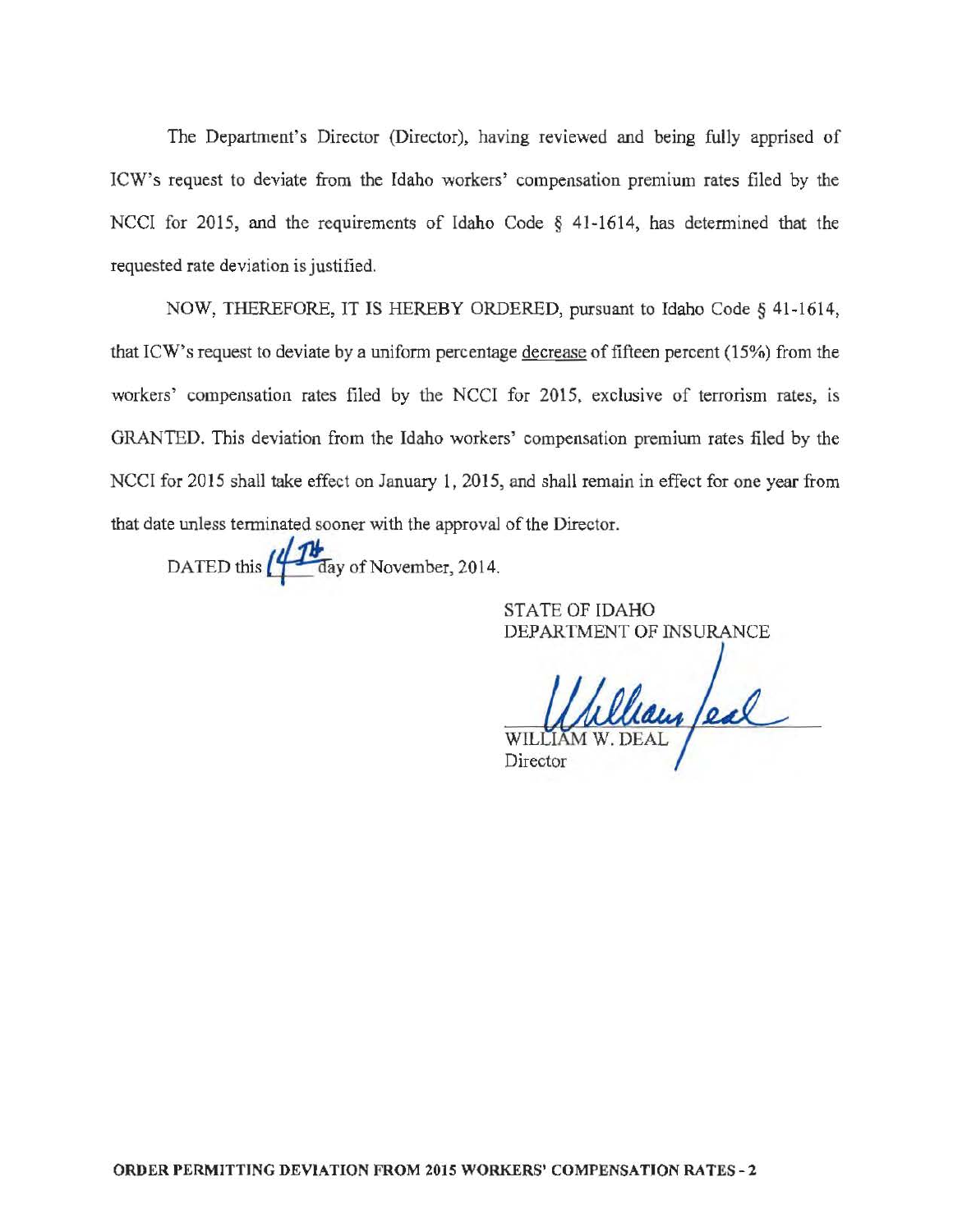The Department's Director (Director), having reviewed and being fully apprised of ICW's request to deviate from the Idaho workers' compensation premium rates filed by the NCCI for 2015, and the requirements of Idaho Code § 41-1614, has determined that the requested rate deviation is justified.

NOW, THEREFORE, IT IS HEREBY ORDERED, pursuant to Idaho Code § 41-1614, that ICW's request to deviate by a uniform percentage decrease of fifteen percent (15%) from the workers' compensation rates filed by the NCCI for 2015, exclusive of terrorism rates, is GRANTED. This deviation from the Idaho workers' compensation premium rates filed by the NCCI for 2015 shall take effect on January 1, 2015, and shall remain in effect for one year from that date unless terminated sooner with the approval of the Director.

DATED this 14th day of November, 2014.

STATE OF IDAHO
DEPARTMENT OF INSURANCE

William Deal

WILLIAM W. DEAL
Director

**ORDER PERMITTING DEVIATION FROM 2015 WORKERS' COMPENSATION RATES - 2**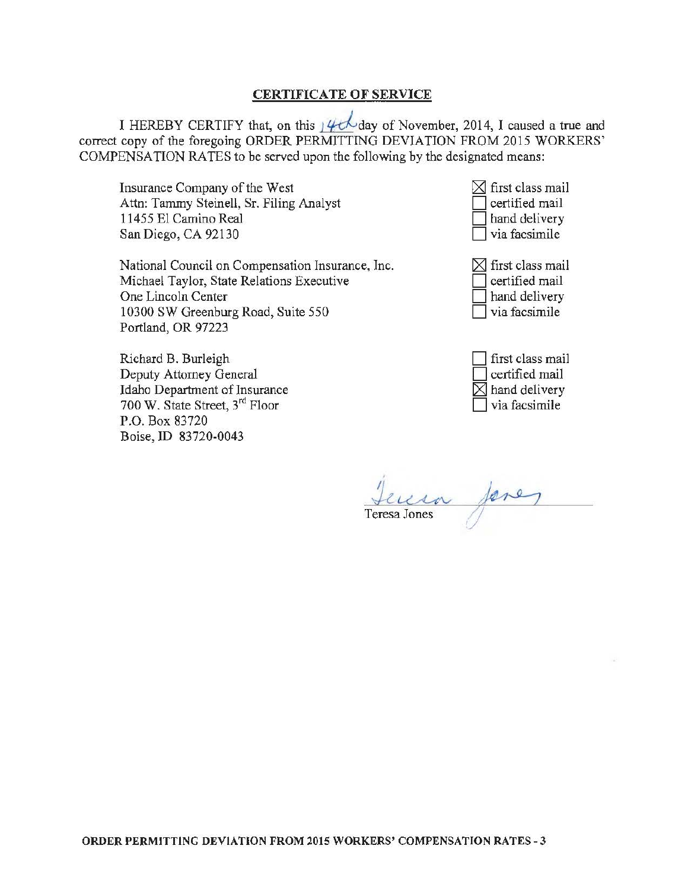## CERTIFICATE OF SERVICE

I HEREBY CERTIFY that, on this 14th day of November, 2014, I caused a true and correct copy of the foregoing ORDER PERMITTING DEVIATION FROM 2015 WORKERS' COMPENSATION RATES to be served upon the following by the designated means:

| | |
|---|---|
| Insurance Company of the West<br>Attn: Tammy Steinell, Sr. Filing Analyst<br>11455 El Camino Real<br>San Diego, CA 92130 | ☒ first class mail<br>☐ certified mail<br>☐ hand delivery<br>☐ via facsimile |
| National Council on Compensation Insurance, Inc.<br>Michael Taylor, State Relations Executive<br>One Lincoln Center<br>10300 SW Greenburg Road, Suite 550<br>Portland, OR 97223 | ☒ first class mail<br>☐ certified mail<br>☐ hand delivery<br>☐ via facsimile |
| Richard B. Burleigh<br>Deputy Attorney General<br>Idaho Department of Insurance<br>700 W. State Street, 3rd Floor<br>P.O. Box 83720<br>Boise, ID 83720-0043 | ☐ first class mail<br>☐ certified mail<br>☒ hand delivery<br>☐ via facsimile |

Teresa Jones

Teresa Jones